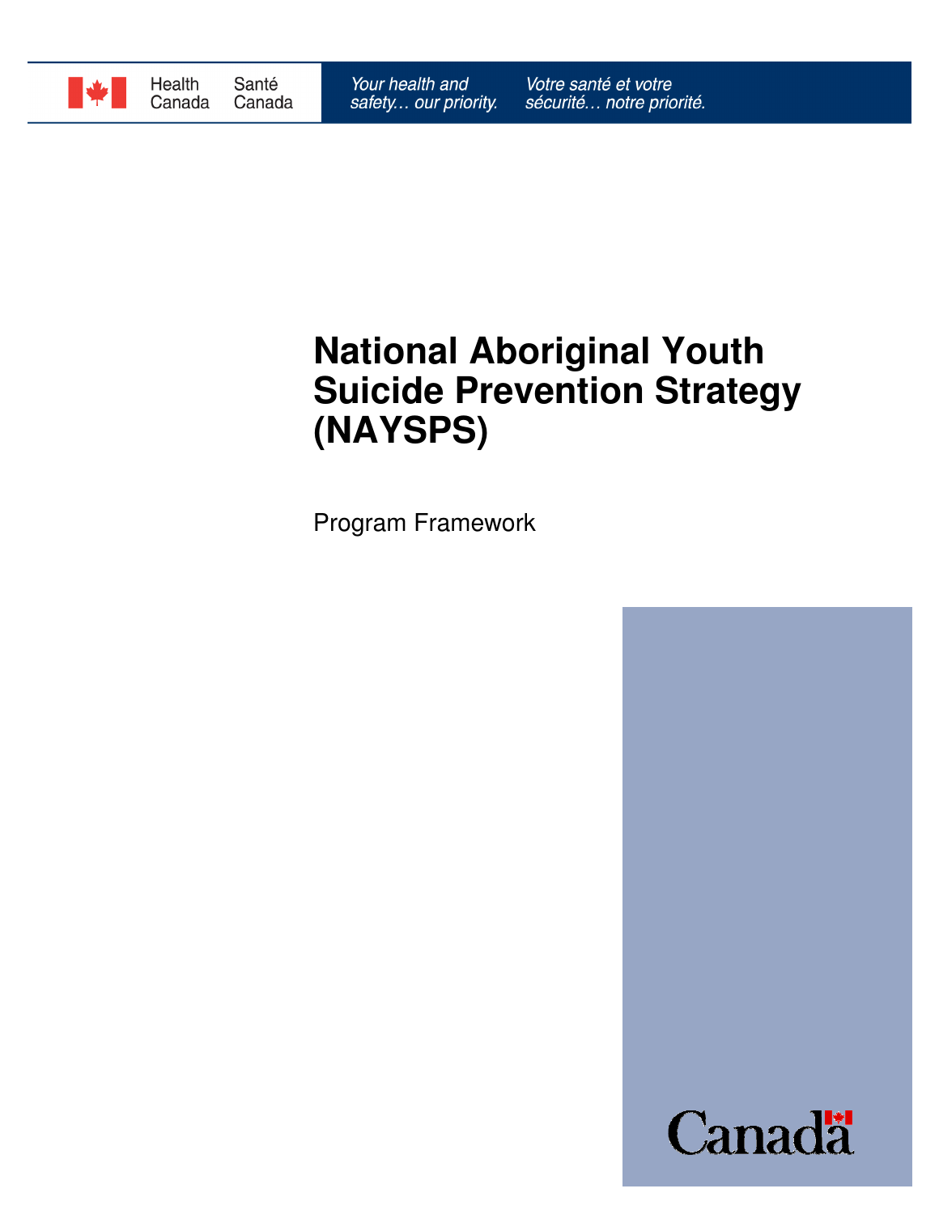Health Canada Santé Canada

*Your health and safety… our priority.* *Votre santé et votre sécurité… notre priorité.*

# National Aboriginal Youth Suicide Prevention Strategy (NAYSPS)

Program Framework

Canada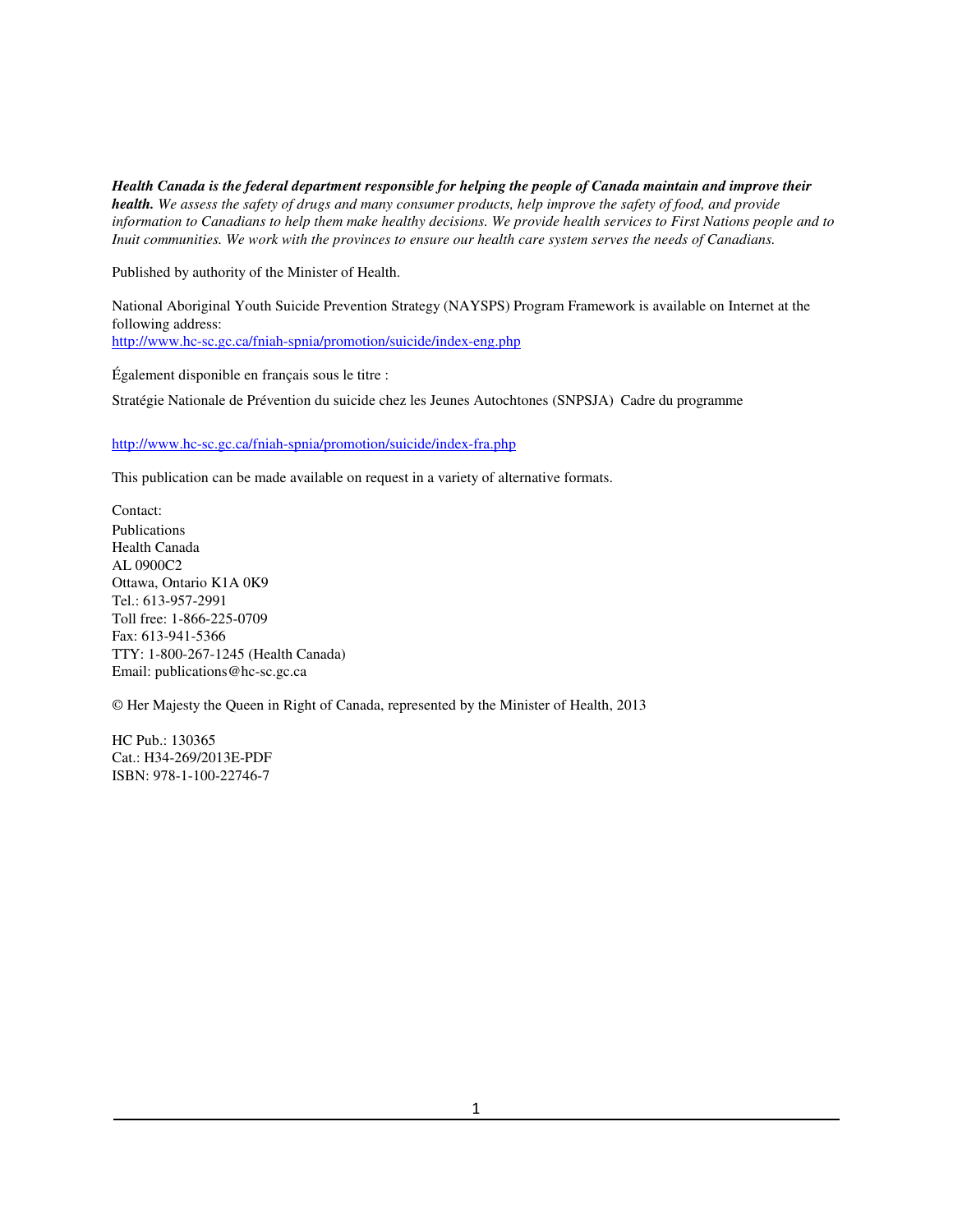***Health Canada is the federal department responsible for helping the people of Canada maintain and improve their health.*** *We assess the safety of drugs and many consumer products, help improve the safety of food, and provide information to Canadians to help them make healthy decisions. We provide health services to First Nations people and to Inuit communities. We work with the provinces to ensure our health care system serves the needs of Canadians.*

Published by authority of the Minister of Health.

National Aboriginal Youth Suicide Prevention Strategy (NAYSPS) Program Framework is available on Internet at the following address:
http://www.hc-sc.gc.ca/fniah-spnia/promotion/suicide/index-eng.php

Également disponible en français sous le titre :

Stratégie Nationale de Prévention du suicide chez les Jeunes Autochtones (SNPSJA) Cadre du programme

http://www.hc-sc.gc.ca/fniah-spnia/promotion/suicide/index-fra.php

This publication can be made available on request in a variety of alternative formats.

Contact:
Publications
Health Canada
AL 0900C2
Ottawa, Ontario K1A 0K9
Tel.: 613-957-2991
Toll free: 1-866-225-0709
Fax: 613-941-5366
TTY: 1-800-267-1245 (Health Canada)
Email: publications@hc-sc.gc.ca

© Her Majesty the Queen in Right of Canada, represented by the Minister of Health, 2013

HC Pub.: 130365
Cat.: H34-269/2013E-PDF
ISBN: 978-1-100-22746-7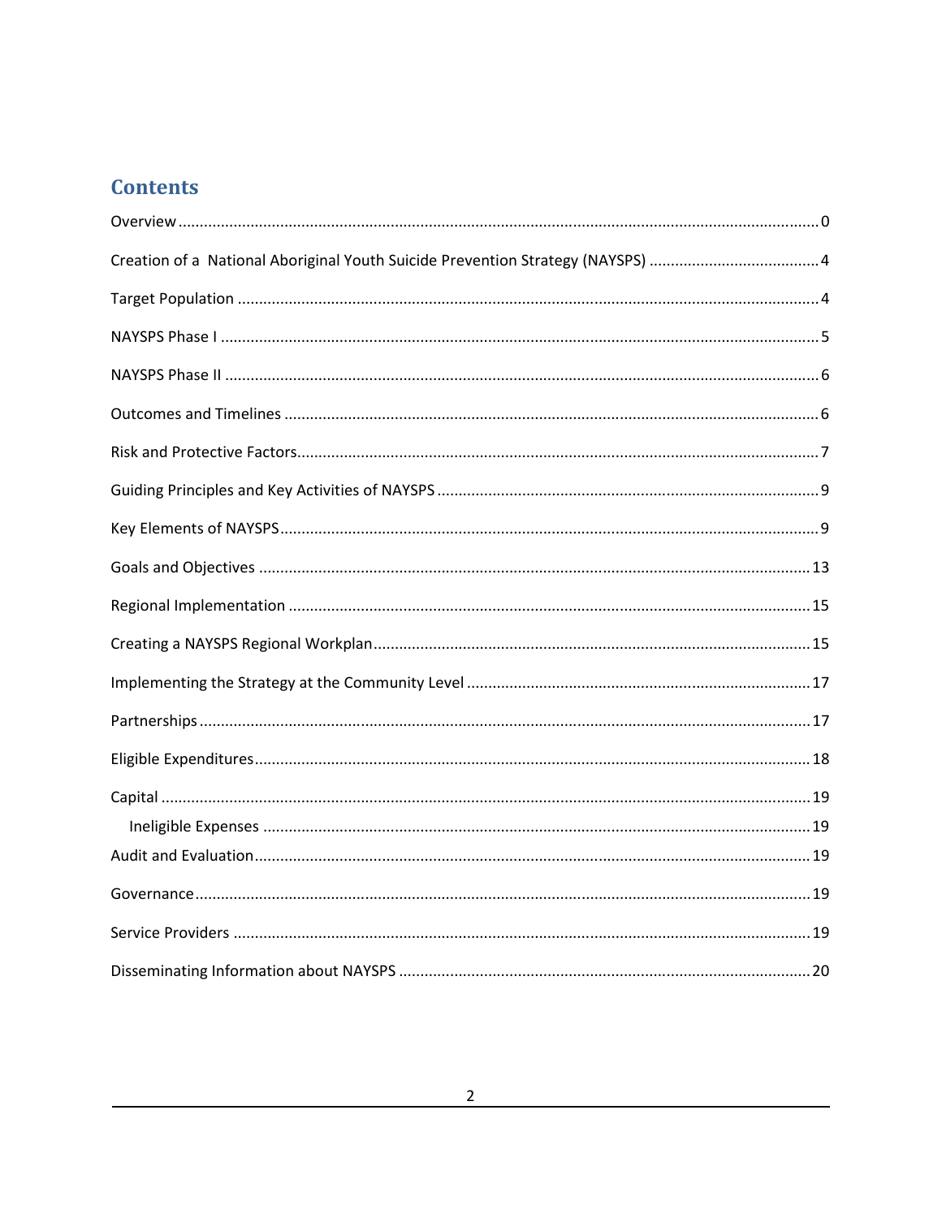# Contents

Overview ........................................................................................................................................ 0

Creation of a  National Aboriginal Youth Suicide Prevention Strategy (NAYSPS) ........................................ 4

Target Population ........................................................................................................................... 4

NAYSPS Phase I ............................................................................................................................... 5

NAYSPS Phase II .............................................................................................................................. 6

Outcomes and Timelines ................................................................................................................ 6

Risk and Protective Factors............................................................................................................. 7

Guiding Principles and Key Activities of NAYSPS ........................................................................... 9

Key Elements of NAYSPS................................................................................................................. 9

Goals and Objectives .................................................................................................................... 13

Regional Implementation ............................................................................................................. 15

Creating a NAYSPS Regional Workplan......................................................................................... 15

Implementing the Strategy at the Community Level ................................................................... 17

Partnerships.................................................................................................................................. 17

Eligible Expenditures..................................................................................................................... 18

Capital .......................................................................................................................................... 19

    Ineligible Expenses ................................................................................................................... 19

Audit and Evaluation..................................................................................................................... 19

Governance................................................................................................................................... 19

Service Providers .......................................................................................................................... 19

Disseminating Information about NAYSPS .................................................................................. 20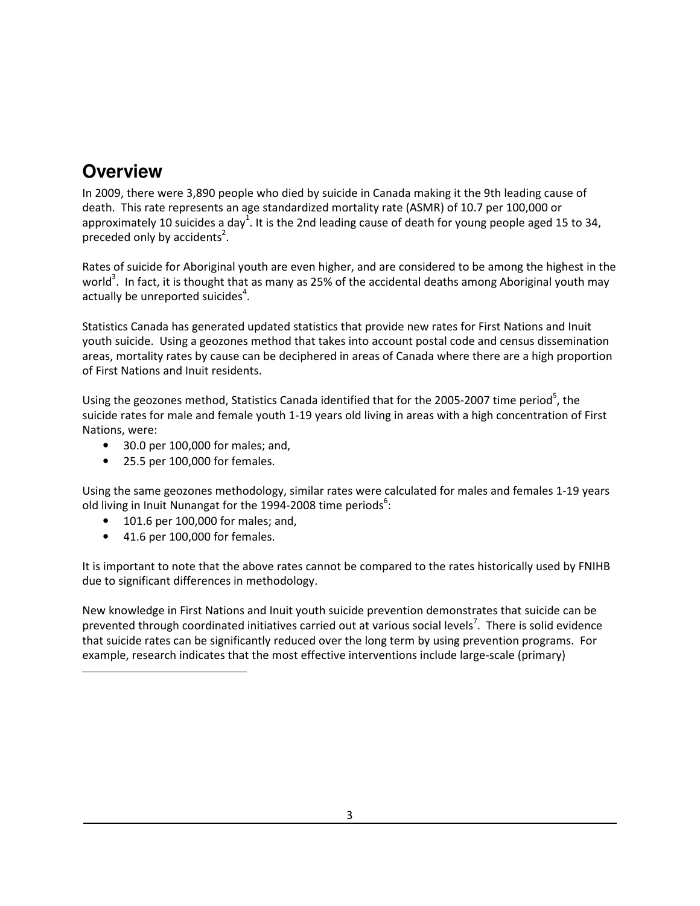## Overview

In 2009, there were 3,890 people who died by suicide in Canada making it the 9th leading cause of death. This rate represents an age standardized mortality rate (ASMR) of 10.7 per 100,000 or approximately 10 suicides a day[1]. It is the 2nd leading cause of death for young people aged 15 to 34, preceded only by accidents[2].

Rates of suicide for Aboriginal youth are even higher, and are considered to be among the highest in the world[3]. In fact, it is thought that as many as 25% of the accidental deaths among Aboriginal youth may actually be unreported suicides[4].

Statistics Canada has generated updated statistics that provide new rates for First Nations and Inuit youth suicide. Using a geozones method that takes into account postal code and census dissemination areas, mortality rates by cause can be deciphered in areas of Canada where there are a high proportion of First Nations and Inuit residents.

Using the geozones method, Statistics Canada identified that for the 2005-2007 time period[5], the suicide rates for male and female youth 1-19 years old living in areas with a high concentration of First Nations, were:

- 30.0 per 100,000 for males; and,
- 25.5 per 100,000 for females.

Using the same geozones methodology, similar rates were calculated for males and females 1-19 years old living in Inuit Nunangat for the 1994-2008 time periods[6]:

- 101.6 per 100,000 for males; and,
- 41.6 per 100,000 for females.

It is important to note that the above rates cannot be compared to the rates historically used by FNIHB due to significant differences in methodology.

New knowledge in First Nations and Inuit youth suicide prevention demonstrates that suicide can be prevented through coordinated initiatives carried out at various social levels[7]. There is solid evidence that suicide rates can be significantly reduced over the long term by using prevention programs. For example, research indicates that the most effective interventions include large-scale (primary)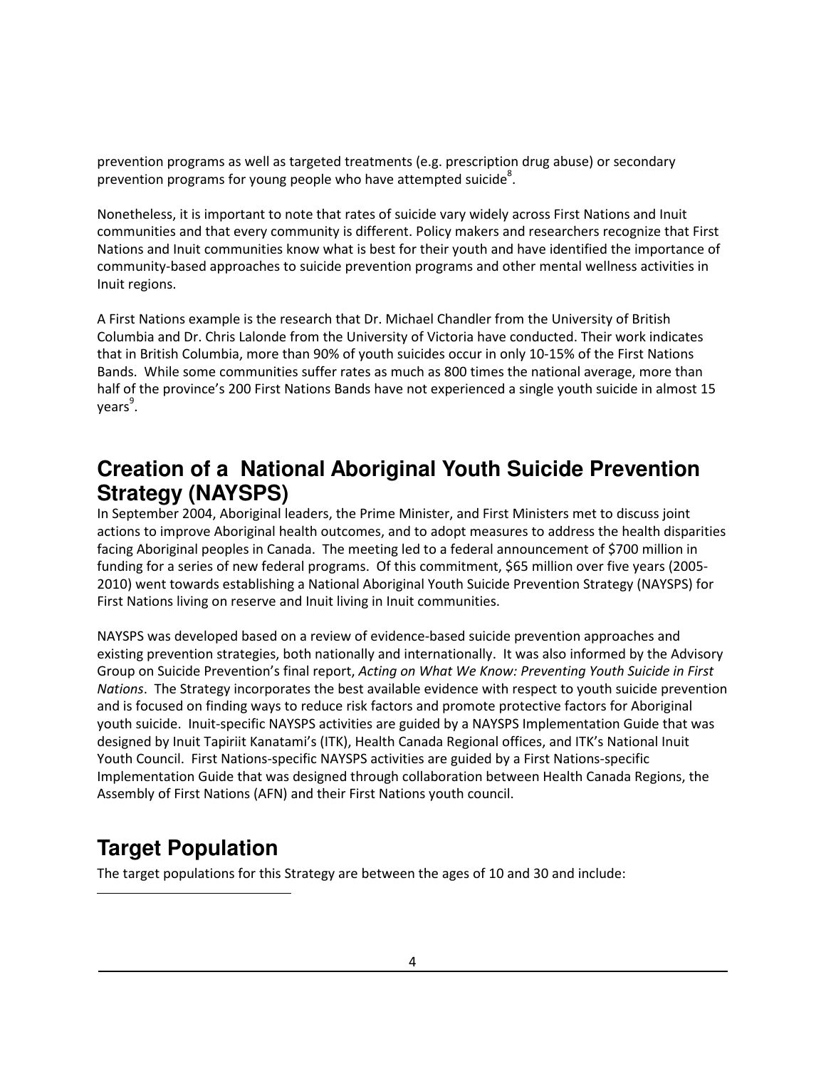prevention programs as well as targeted treatments (e.g. prescription drug abuse) or secondary prevention programs for young people who have attempted suicide[8].

Nonetheless, it is important to note that rates of suicide vary widely across First Nations and Inuit communities and that every community is different. Policy makers and researchers recognize that First Nations and Inuit communities know what is best for their youth and have identified the importance of community-based approaches to suicide prevention programs and other mental wellness activities in Inuit regions.

A First Nations example is the research that Dr. Michael Chandler from the University of British Columbia and Dr. Chris Lalonde from the University of Victoria have conducted. Their work indicates that in British Columbia, more than 90% of youth suicides occur in only 10-15% of the First Nations Bands. While some communities suffer rates as much as 800 times the national average, more than half of the province's 200 First Nations Bands have not experienced a single youth suicide in almost 15 years[9].

## Creation of a National Aboriginal Youth Suicide Prevention Strategy (NAYSPS)

In September 2004, Aboriginal leaders, the Prime Minister, and First Ministers met to discuss joint actions to improve Aboriginal health outcomes, and to adopt measures to address the health disparities facing Aboriginal peoples in Canada. The meeting led to a federal announcement of $700 million in funding for a series of new federal programs. Of this commitment, $65 million over five years (2005-2010) went towards establishing a National Aboriginal Youth Suicide Prevention Strategy (NAYSPS) for First Nations living on reserve and Inuit living in Inuit communities.

NAYSPS was developed based on a review of evidence-based suicide prevention approaches and existing prevention strategies, both nationally and internationally. It was also informed by the Advisory Group on Suicide Prevention's final report, *Acting on What We Know: Preventing Youth Suicide in First Nations*. The Strategy incorporates the best available evidence with respect to youth suicide prevention and is focused on finding ways to reduce risk factors and promote protective factors for Aboriginal youth suicide. Inuit-specific NAYSPS activities are guided by a NAYSPS Implementation Guide that was designed by Inuit Tapiriit Kanatami's (ITK), Health Canada Regional offices, and ITK's National Inuit Youth Council. First Nations-specific NAYSPS activities are guided by a First Nations-specific Implementation Guide that was designed through collaboration between Health Canada Regions, the Assembly of First Nations (AFN) and their First Nations youth council.

## Target Population

The target populations for this Strategy are between the ages of 10 and 30 and include: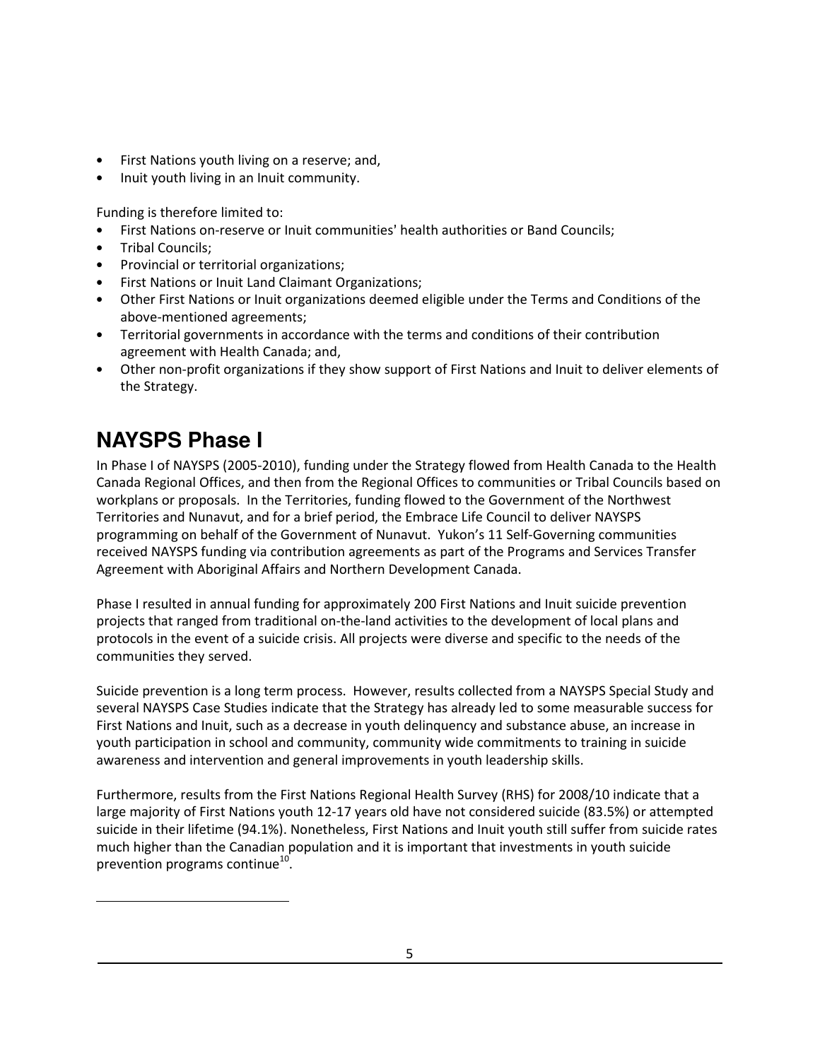- First Nations youth living on a reserve; and,
- Inuit youth living in an Inuit community.

Funding is therefore limited to:

- First Nations on-reserve or Inuit communities' health authorities or Band Councils;
- Tribal Councils;
- Provincial or territorial organizations;
- First Nations or Inuit Land Claimant Organizations;
- Other First Nations or Inuit organizations deemed eligible under the Terms and Conditions of the above-mentioned agreements;
- Territorial governments in accordance with the terms and conditions of their contribution agreement with Health Canada; and,
- Other non-profit organizations if they show support of First Nations and Inuit to deliver elements of the Strategy.

## NAYSPS Phase I

In Phase I of NAYSPS (2005-2010), funding under the Strategy flowed from Health Canada to the Health Canada Regional Offices, and then from the Regional Offices to communities or Tribal Councils based on workplans or proposals. In the Territories, funding flowed to the Government of the Northwest Territories and Nunavut, and for a brief period, the Embrace Life Council to deliver NAYSPS programming on behalf of the Government of Nunavut. Yukon's 11 Self-Governing communities received NAYSPS funding via contribution agreements as part of the Programs and Services Transfer Agreement with Aboriginal Affairs and Northern Development Canada.

Phase I resulted in annual funding for approximately 200 First Nations and Inuit suicide prevention projects that ranged from traditional on-the-land activities to the development of local plans and protocols in the event of a suicide crisis. All projects were diverse and specific to the needs of the communities they served.

Suicide prevention is a long term process. However, results collected from a NAYSPS Special Study and several NAYSPS Case Studies indicate that the Strategy has already led to some measurable success for First Nations and Inuit, such as a decrease in youth delinquency and substance abuse, an increase in youth participation in school and community, community wide commitments to training in suicide awareness and intervention and general improvements in youth leadership skills.

Furthermore, results from the First Nations Regional Health Survey (RHS) for 2008/10 indicate that a large majority of First Nations youth 12-17 years old have not considered suicide (83.5%) or attempted suicide in their lifetime (94.1%). Nonetheless, First Nations and Inuit youth still suffer from suicide rates much higher than the Canadian population and it is important that investments in youth suicide prevention programs continue[10].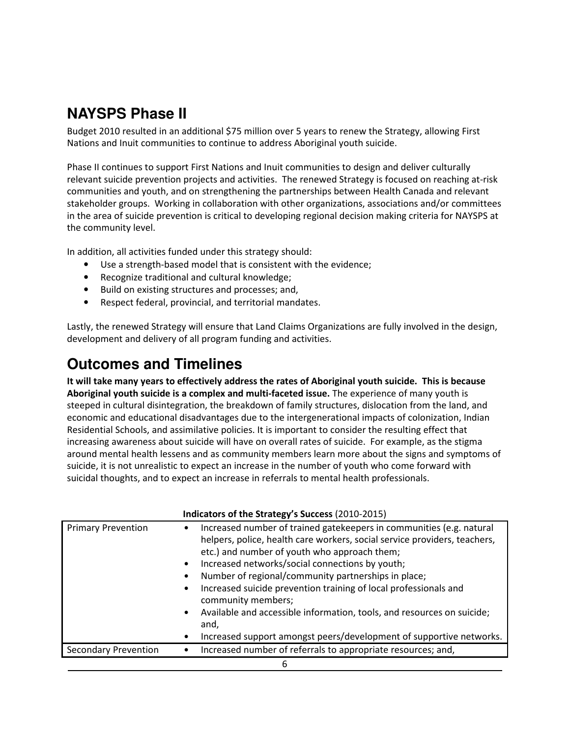## NAYSPS Phase II

Budget 2010 resulted in an additional $75 million over 5 years to renew the Strategy, allowing First Nations and Inuit communities to continue to address Aboriginal youth suicide.

Phase II continues to support First Nations and Inuit communities to design and deliver culturally relevant suicide prevention projects and activities. The renewed Strategy is focused on reaching at-risk communities and youth, and on strengthening the partnerships between Health Canada and relevant stakeholder groups. Working in collaboration with other organizations, associations and/or committees in the area of suicide prevention is critical to developing regional decision making criteria for NAYSPS at the community level.

In addition, all activities funded under this strategy should:

- Use a strength-based model that is consistent with the evidence;
- Recognize traditional and cultural knowledge;
- Build on existing structures and processes; and,
- Respect federal, provincial, and territorial mandates.

Lastly, the renewed Strategy will ensure that Land Claims Organizations are fully involved in the design, development and delivery of all program funding and activities.

## Outcomes and Timelines

**It will take many years to effectively address the rates of Aboriginal youth suicide. This is because Aboriginal youth suicide is a complex and multi-faceted issue.** The experience of many youth is steeped in cultural disintegration, the breakdown of family structures, dislocation from the land, and economic and educational disadvantages due to the intergenerational impacts of colonization, Indian Residential Schools, and assimilative policies. It is important to consider the resulting effect that increasing awareness about suicide will have on overall rates of suicide. For example, as the stigma around mental health lessens and as community members learn more about the signs and symptoms of suicide, it is not unrealistic to expect an increase in the number of youth who come forward with suicidal thoughts, and to expect an increase in referrals to mental health professionals.

**Indicators of the Strategy's Success** (2010-2015)

| | |
|---|---|
| Primary Prevention | • Increased number of trained gatekeepers in communities (e.g. natural helpers, police, health care workers, social service providers, teachers, etc.) and number of youth who approach them;<br>• Increased networks/social connections by youth;<br>• Number of regional/community partnerships in place;<br>• Increased suicide prevention training of local professionals and community members;<br>• Available and accessible information, tools, and resources on suicide; and,<br>• Increased support amongst peers/development of supportive networks. |
| Secondary Prevention | • Increased number of referrals to appropriate resources; and, |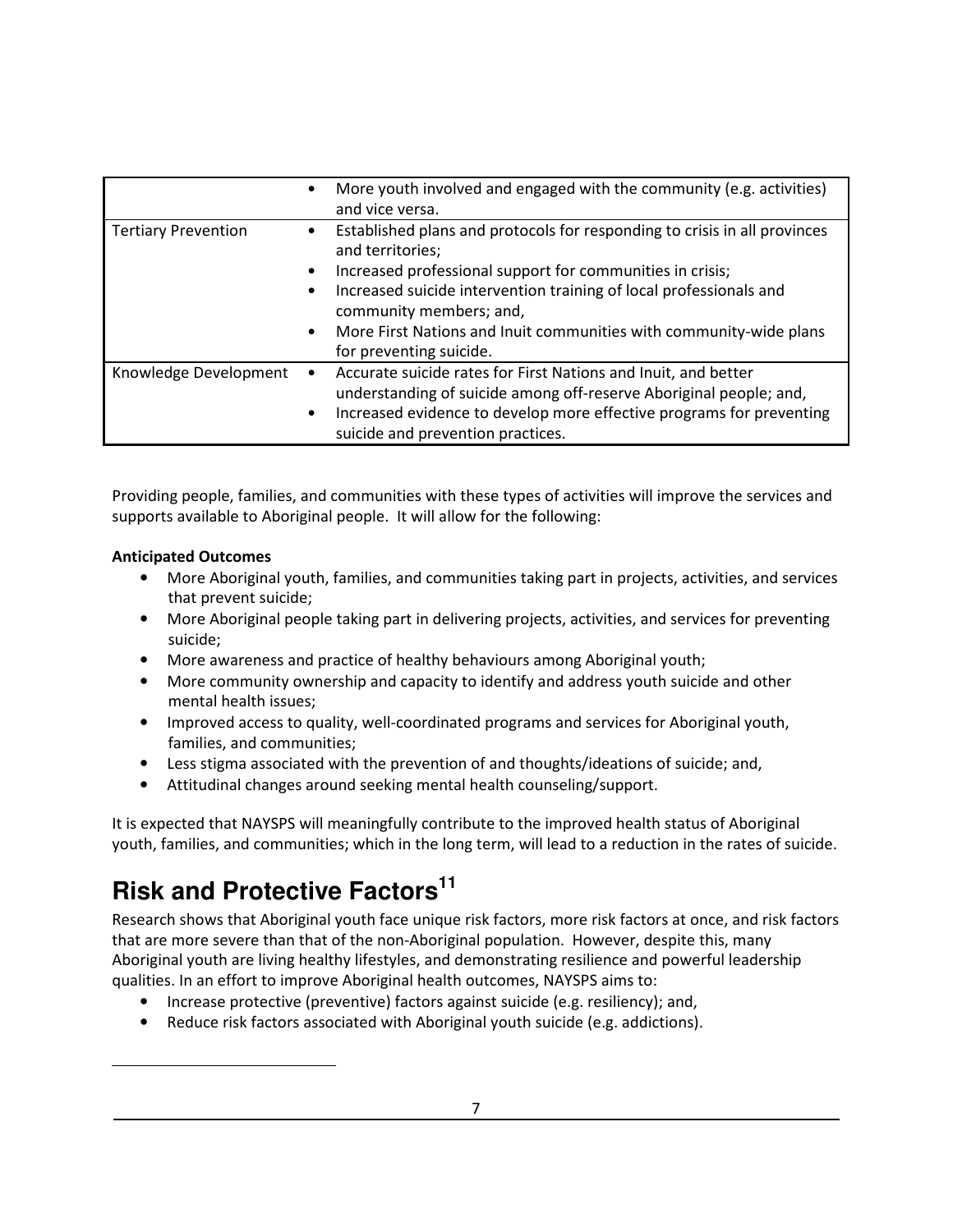| | |
|---|---|
| | • More youth involved and engaged with the community (e.g. activities) and vice versa. |
| Tertiary Prevention | • Established plans and protocols for responding to crisis in all provinces and territories;<br>• Increased professional support for communities in crisis;<br>• Increased suicide intervention training of local professionals and community members; and,<br>• More First Nations and Inuit communities with community-wide plans for preventing suicide. |
| Knowledge Development | • Accurate suicide rates for First Nations and Inuit, and better understanding of suicide among off-reserve Aboriginal people; and,<br>• Increased evidence to develop more effective programs for preventing suicide and prevention practices. |

Providing people, families, and communities with these types of activities will improve the services and supports available to Aboriginal people. It will allow for the following:

**Anticipated Outcomes**

- More Aboriginal youth, families, and communities taking part in projects, activities, and services that prevent suicide;
- More Aboriginal people taking part in delivering projects, activities, and services for preventing suicide;
- More awareness and practice of healthy behaviours among Aboriginal youth;
- More community ownership and capacity to identify and address youth suicide and other mental health issues;
- Improved access to quality, well-coordinated programs and services for Aboriginal youth, families, and communities;
- Less stigma associated with the prevention of and thoughts/ideations of suicide; and,
- Attitudinal changes around seeking mental health counseling/support.

It is expected that NAYSPS will meaningfully contribute to the improved health status of Aboriginal youth, families, and communities; which in the long term, will lead to a reduction in the rates of suicide.

## Risk and Protective Factors[11]

Research shows that Aboriginal youth face unique risk factors, more risk factors at once, and risk factors that are more severe than that of the non-Aboriginal population. However, despite this, many Aboriginal youth are living healthy lifestyles, and demonstrating resilience and powerful leadership qualities. In an effort to improve Aboriginal health outcomes, NAYSPS aims to:

- Increase protective (preventive) factors against suicide (e.g. resiliency); and,
- Reduce risk factors associated with Aboriginal youth suicide (e.g. addictions).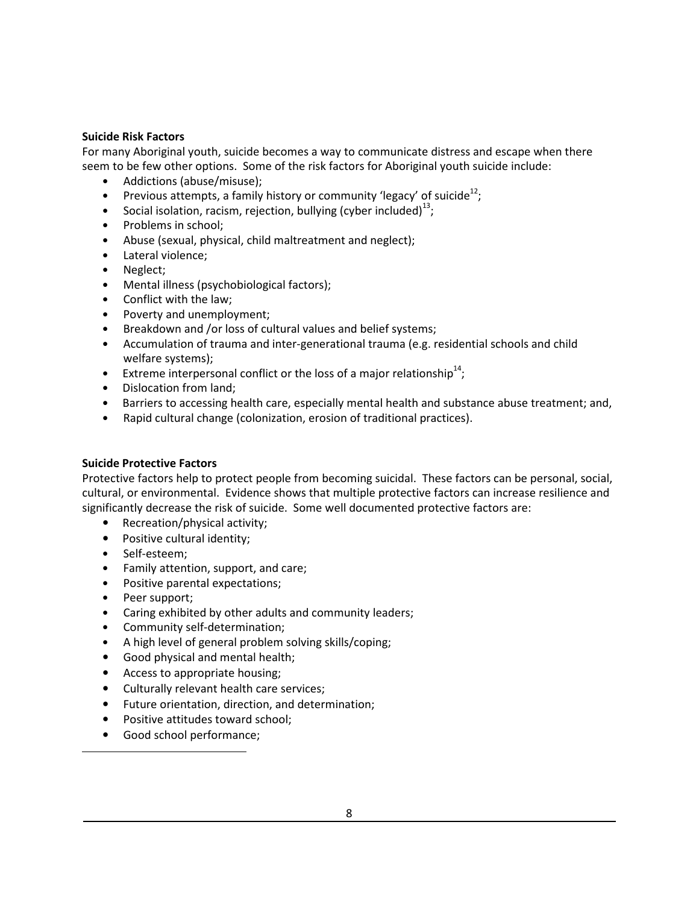**Suicide Risk Factors**

For many Aboriginal youth, suicide becomes a way to communicate distress and escape when there seem to be few other options. Some of the risk factors for Aboriginal youth suicide include:

- Addictions (abuse/misuse);
- Previous attempts, a family history or community 'legacy' of suicide[12];
- Social isolation, racism, rejection, bullying (cyber included)[13];
- Problems in school;
- Abuse (sexual, physical, child maltreatment and neglect);
- Lateral violence;
- Neglect;
- Mental illness (psychobiological factors);
- Conflict with the law;
- Poverty and unemployment;
- Breakdown and /or loss of cultural values and belief systems;
- Accumulation of trauma and inter-generational trauma (e.g. residential schools and child welfare systems);
- Extreme interpersonal conflict or the loss of a major relationship[14];
- Dislocation from land;
- Barriers to accessing health care, especially mental health and substance abuse treatment; and,
- Rapid cultural change (colonization, erosion of traditional practices).

**Suicide Protective Factors**

Protective factors help to protect people from becoming suicidal. These factors can be personal, social, cultural, or environmental. Evidence shows that multiple protective factors can increase resilience and significantly decrease the risk of suicide. Some well documented protective factors are:

- Recreation/physical activity;
- Positive cultural identity;
- Self-esteem;
- Family attention, support, and care;
- Positive parental expectations;
- Peer support;
- Caring exhibited by other adults and community leaders;
- Community self-determination;
- A high level of general problem solving skills/coping;
- Good physical and mental health;
- Access to appropriate housing;
- Culturally relevant health care services;
- Future orientation, direction, and determination;
- Positive attitudes toward school;
- Good school performance;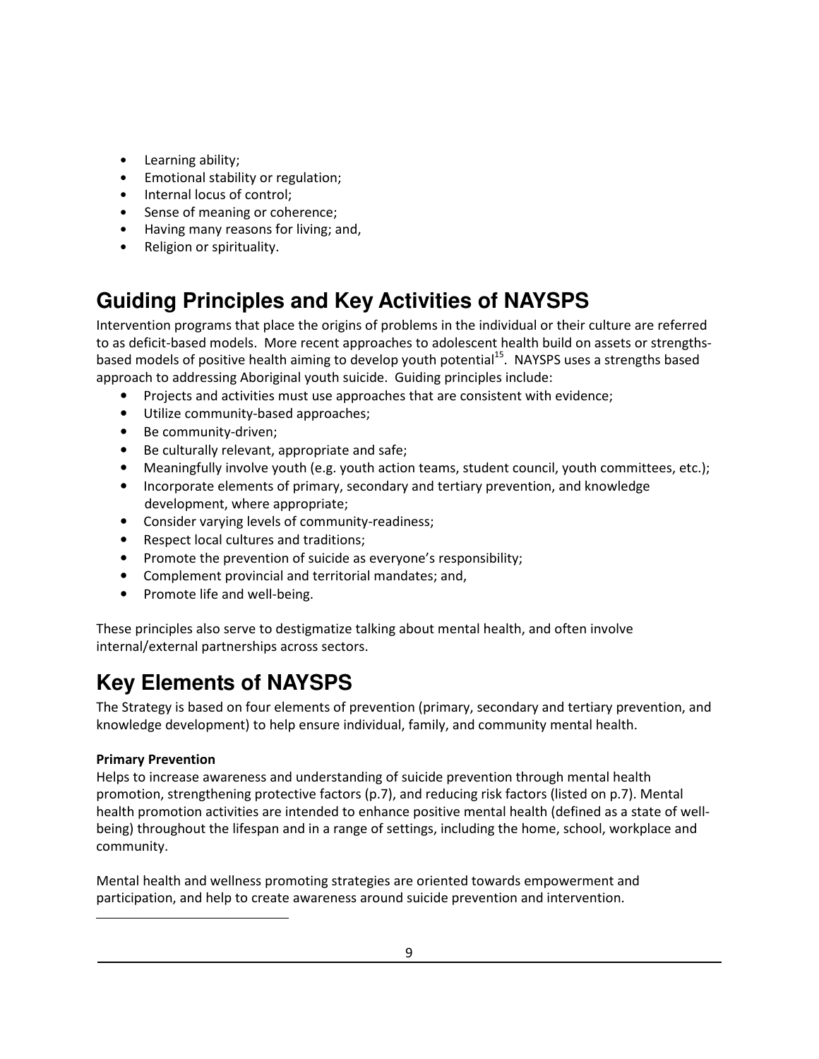- Learning ability;
- Emotional stability or regulation;
- Internal locus of control;
- Sense of meaning or coherence;
- Having many reasons for living; and,
- Religion or spirituality.

## Guiding Principles and Key Activities of NAYSPS

Intervention programs that place the origins of problems in the individual or their culture are referred to as deficit-based models. More recent approaches to adolescent health build on assets or strengths-based models of positive health aiming to develop youth potential[15]. NAYSPS uses a strengths based approach to addressing Aboriginal youth suicide. Guiding principles include:

- Projects and activities must use approaches that are consistent with evidence;
- Utilize community-based approaches;
- Be community-driven;
- Be culturally relevant, appropriate and safe;
- Meaningfully involve youth (e.g. youth action teams, student council, youth committees, etc.);
- Incorporate elements of primary, secondary and tertiary prevention, and knowledge development, where appropriate;
- Consider varying levels of community-readiness;
- Respect local cultures and traditions;
- Promote the prevention of suicide as everyone's responsibility;
- Complement provincial and territorial mandates; and,
- Promote life and well-being.

These principles also serve to destigmatize talking about mental health, and often involve internal/external partnerships across sectors.

## Key Elements of NAYSPS

The Strategy is based on four elements of prevention (primary, secondary and tertiary prevention, and knowledge development) to help ensure individual, family, and community mental health.

**Primary Prevention**

Helps to increase awareness and understanding of suicide prevention through mental health promotion, strengthening protective factors (p.7), and reducing risk factors (listed on p.7). Mental health promotion activities are intended to enhance positive mental health (defined as a state of well-being) throughout the lifespan and in a range of settings, including the home, school, workplace and community.

Mental health and wellness promoting strategies are oriented towards empowerment and participation, and help to create awareness around suicide prevention and intervention.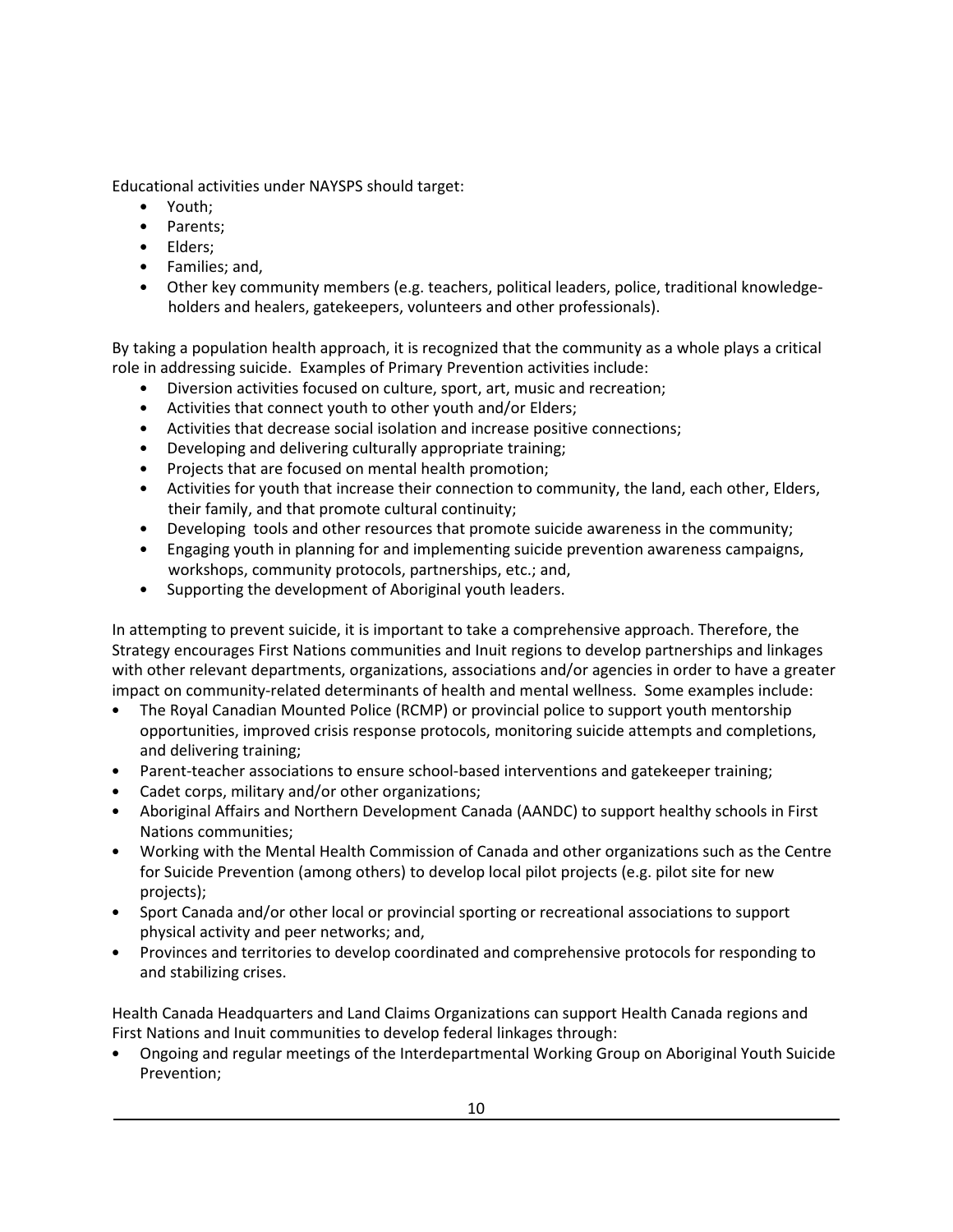Educational activities under NAYSPS should target:

- Youth;
- Parents;
- Elders;
- Families; and,
- Other key community members (e.g. teachers, political leaders, police, traditional knowledge-holders and healers, gatekeepers, volunteers and other professionals).

By taking a population health approach, it is recognized that the community as a whole plays a critical role in addressing suicide. Examples of Primary Prevention activities include:

- Diversion activities focused on culture, sport, art, music and recreation;
- Activities that connect youth to other youth and/or Elders;
- Activities that decrease social isolation and increase positive connections;
- Developing and delivering culturally appropriate training;
- Projects that are focused on mental health promotion;
- Activities for youth that increase their connection to community, the land, each other, Elders, their family, and that promote cultural continuity;
- Developing tools and other resources that promote suicide awareness in the community;
- Engaging youth in planning for and implementing suicide prevention awareness campaigns, workshops, community protocols, partnerships, etc.; and,
- Supporting the development of Aboriginal youth leaders.

In attempting to prevent suicide, it is important to take a comprehensive approach. Therefore, the Strategy encourages First Nations communities and Inuit regions to develop partnerships and linkages with other relevant departments, organizations, associations and/or agencies in order to have a greater impact on community-related determinants of health and mental wellness. Some examples include:

- The Royal Canadian Mounted Police (RCMP) or provincial police to support youth mentorship opportunities, improved crisis response protocols, monitoring suicide attempts and completions, and delivering training;
- Parent-teacher associations to ensure school-based interventions and gatekeeper training;
- Cadet corps, military and/or other organizations;
- Aboriginal Affairs and Northern Development Canada (AANDC) to support healthy schools in First Nations communities;
- Working with the Mental Health Commission of Canada and other organizations such as the Centre for Suicide Prevention (among others) to develop local pilot projects (e.g. pilot site for new projects);
- Sport Canada and/or other local or provincial sporting or recreational associations to support physical activity and peer networks; and,
- Provinces and territories to develop coordinated and comprehensive protocols for responding to and stabilizing crises.

Health Canada Headquarters and Land Claims Organizations can support Health Canada regions and First Nations and Inuit communities to develop federal linkages through:

- Ongoing and regular meetings of the Interdepartmental Working Group on Aboriginal Youth Suicide Prevention;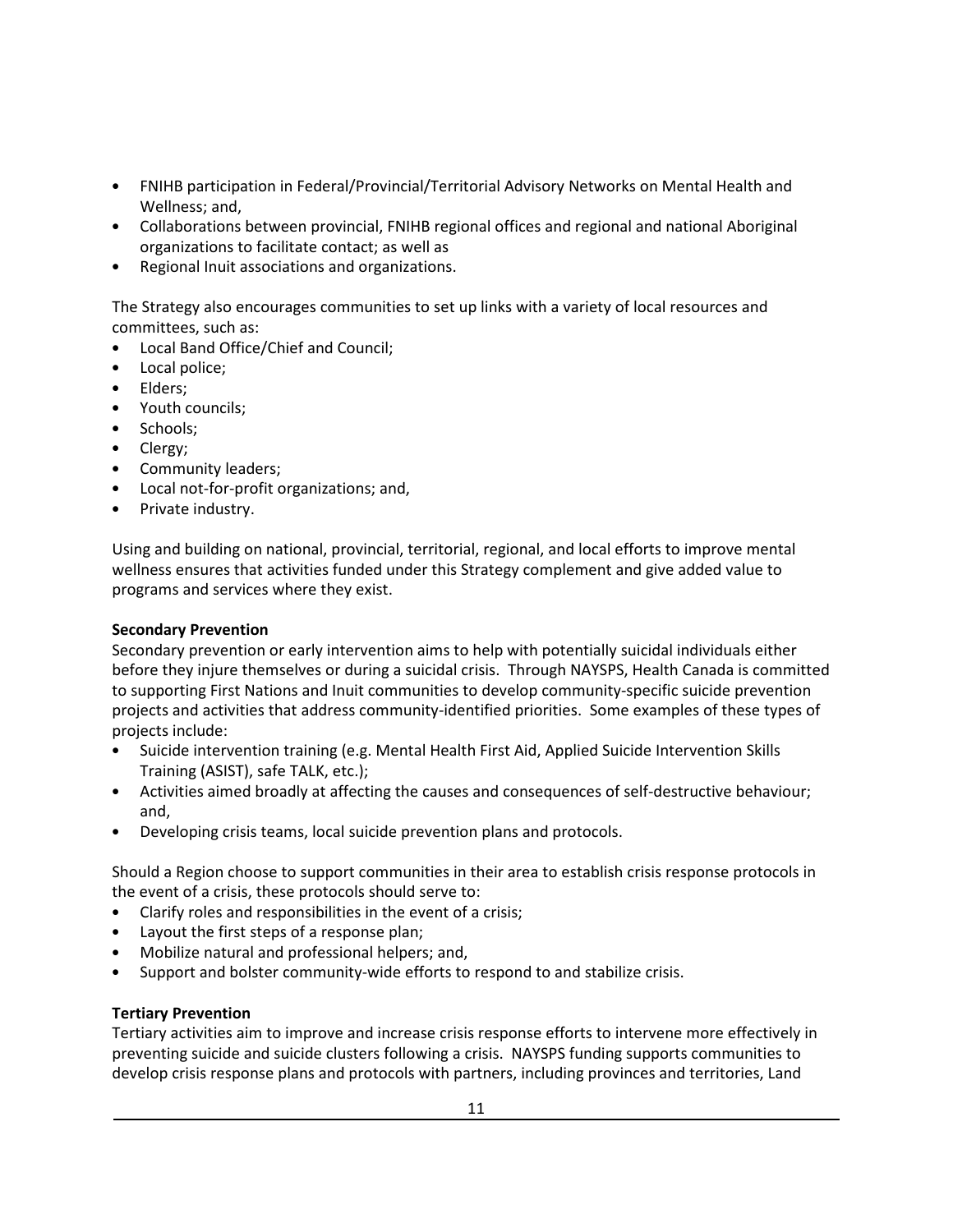- FNIHB participation in Federal/Provincial/Territorial Advisory Networks on Mental Health and Wellness; and,
- Collaborations between provincial, FNIHB regional offices and regional and national Aboriginal organizations to facilitate contact; as well as
- Regional Inuit associations and organizations.

The Strategy also encourages communities to set up links with a variety of local resources and committees, such as:

- Local Band Office/Chief and Council;
- Local police;
- Elders;
- Youth councils;
- Schools;
- Clergy;
- Community leaders;
- Local not-for-profit organizations; and,
- Private industry.

Using and building on national, provincial, territorial, regional, and local efforts to improve mental wellness ensures that activities funded under this Strategy complement and give added value to programs and services where they exist.

**Secondary Prevention**

Secondary prevention or early intervention aims to help with potentially suicidal individuals either before they injure themselves or during a suicidal crisis. Through NAYSPS, Health Canada is committed to supporting First Nations and Inuit communities to develop community-specific suicide prevention projects and activities that address community-identified priorities. Some examples of these types of projects include:

- Suicide intervention training (e.g. Mental Health First Aid, Applied Suicide Intervention Skills Training (ASIST), safe TALK, etc.);
- Activities aimed broadly at affecting the causes and consequences of self-destructive behaviour; and,
- Developing crisis teams, local suicide prevention plans and protocols.

Should a Region choose to support communities in their area to establish crisis response protocols in the event of a crisis, these protocols should serve to:

- Clarify roles and responsibilities in the event of a crisis;
- Layout the first steps of a response plan;
- Mobilize natural and professional helpers; and,
- Support and bolster community-wide efforts to respond to and stabilize crisis.

**Tertiary Prevention**

Tertiary activities aim to improve and increase crisis response efforts to intervene more effectively in preventing suicide and suicide clusters following a crisis. NAYSPS funding supports communities to develop crisis response plans and protocols with partners, including provinces and territories, Land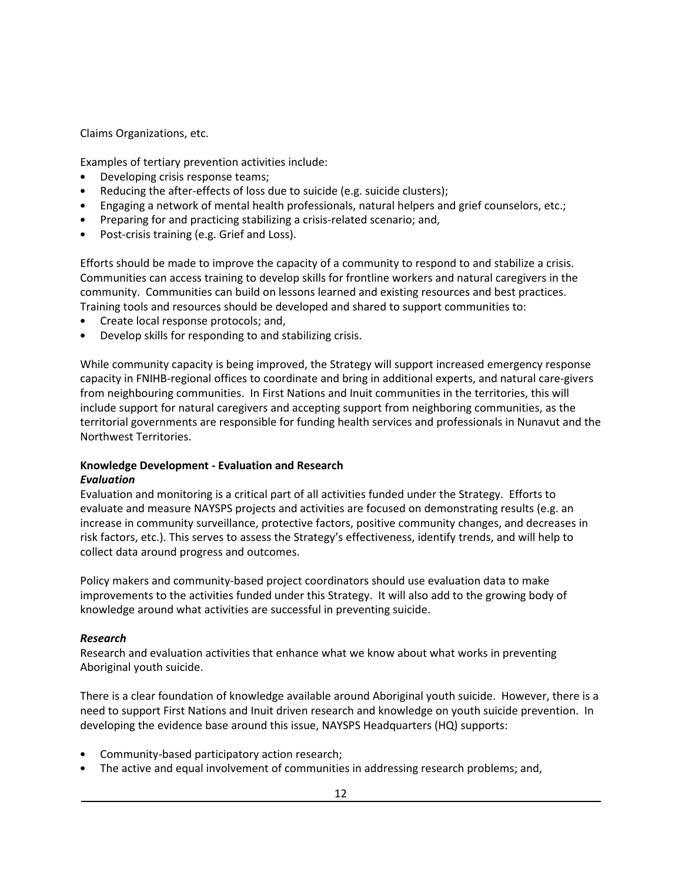Claims Organizations, etc.

Examples of tertiary prevention activities include:

- Developing crisis response teams;
- Reducing the after-effects of loss due to suicide (e.g. suicide clusters);
- Engaging a network of mental health professionals, natural helpers and grief counselors, etc.;
- Preparing for and practicing stabilizing a crisis-related scenario; and,
- Post-crisis training (e.g. Grief and Loss).

Efforts should be made to improve the capacity of a community to respond to and stabilize a crisis. Communities can access training to develop skills for frontline workers and natural caregivers in the community. Communities can build on lessons learned and existing resources and best practices. Training tools and resources should be developed and shared to support communities to:

- Create local response protocols; and,
- Develop skills for responding to and stabilizing crisis.

While community capacity is being improved, the Strategy will support increased emergency response capacity in FNIHB-regional offices to coordinate and bring in additional experts, and natural care-givers from neighbouring communities. In First Nations and Inuit communities in the territories, this will include support for natural caregivers and accepting support from neighboring communities, as the territorial governments are responsible for funding health services and professionals in Nunavut and the Northwest Territories.

**Knowledge Development - Evaluation and Research**

***Evaluation***

Evaluation and monitoring is a critical part of all activities funded under the Strategy. Efforts to evaluate and measure NAYSPS projects and activities are focused on demonstrating results (e.g. an increase in community surveillance, protective factors, positive community changes, and decreases in risk factors, etc.). This serves to assess the Strategy's effectiveness, identify trends, and will help to collect data around progress and outcomes.

Policy makers and community-based project coordinators should use evaluation data to make improvements to the activities funded under this Strategy. It will also add to the growing body of knowledge around what activities are successful in preventing suicide.

***Research***

Research and evaluation activities that enhance what we know about what works in preventing Aboriginal youth suicide.

There is a clear foundation of knowledge available around Aboriginal youth suicide. However, there is a need to support First Nations and Inuit driven research and knowledge on youth suicide prevention. In developing the evidence base around this issue, NAYSPS Headquarters (HQ) supports:

- Community-based participatory action research;
- The active and equal involvement of communities in addressing research problems; and,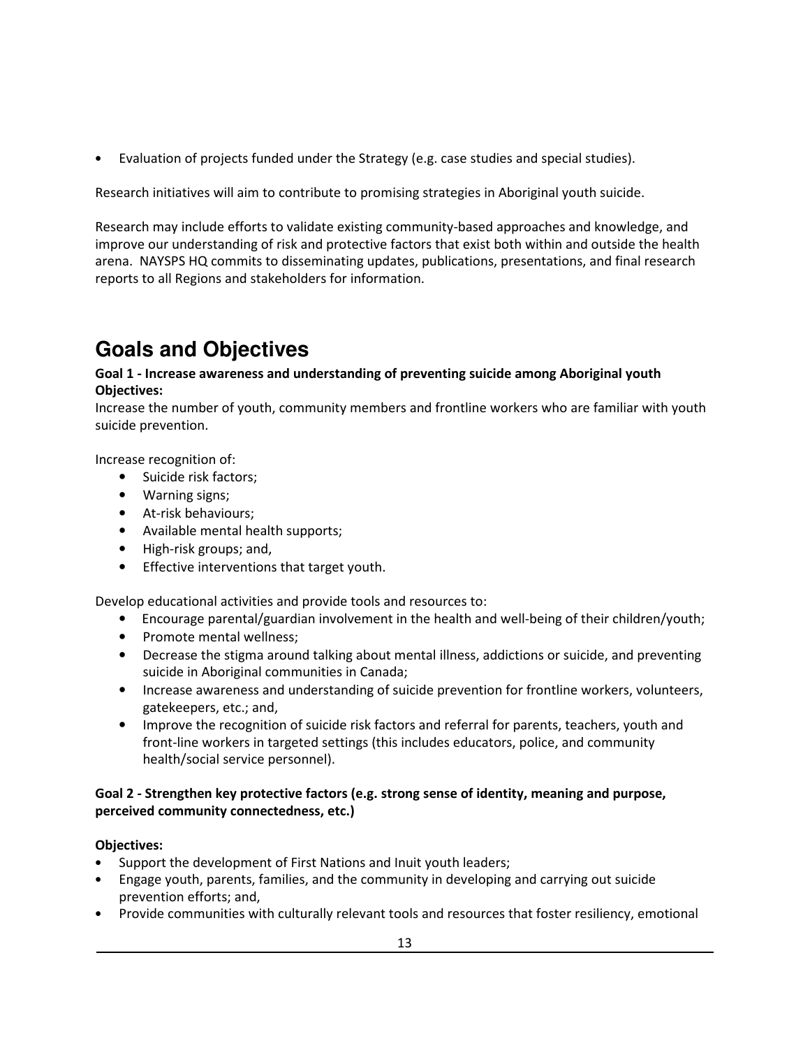- Evaluation of projects funded under the Strategy (e.g. case studies and special studies).

Research initiatives will aim to contribute to promising strategies in Aboriginal youth suicide.

Research may include efforts to validate existing community-based approaches and knowledge, and improve our understanding of risk and protective factors that exist both within and outside the health arena. NAYSPS HQ commits to disseminating updates, publications, presentations, and final research reports to all Regions and stakeholders for information.

# Goals and Objectives

**Goal 1 - Increase awareness and understanding of preventing suicide among Aboriginal youth**
**Objectives:**
Increase the number of youth, community members and frontline workers who are familiar with youth suicide prevention.

Increase recognition of:

- Suicide risk factors;
- Warning signs;
- At-risk behaviours;
- Available mental health supports;
- High-risk groups; and,
- Effective interventions that target youth.

Develop educational activities and provide tools and resources to:

- Encourage parental/guardian involvement in the health and well-being of their children/youth;
- Promote mental wellness;
- Decrease the stigma around talking about mental illness, addictions or suicide, and preventing suicide in Aboriginal communities in Canada;
- Increase awareness and understanding of suicide prevention for frontline workers, volunteers, gatekeepers, etc.; and,
- Improve the recognition of suicide risk factors and referral for parents, teachers, youth and front-line workers in targeted settings (this includes educators, police, and community health/social service personnel).

**Goal 2 - Strengthen key protective factors (e.g. strong sense of identity, meaning and purpose, perceived community connectedness, etc.)**

**Objectives:**

- Support the development of First Nations and Inuit youth leaders;
- Engage youth, parents, families, and the community in developing and carrying out suicide prevention efforts; and,
- Provide communities with culturally relevant tools and resources that foster resiliency, emotional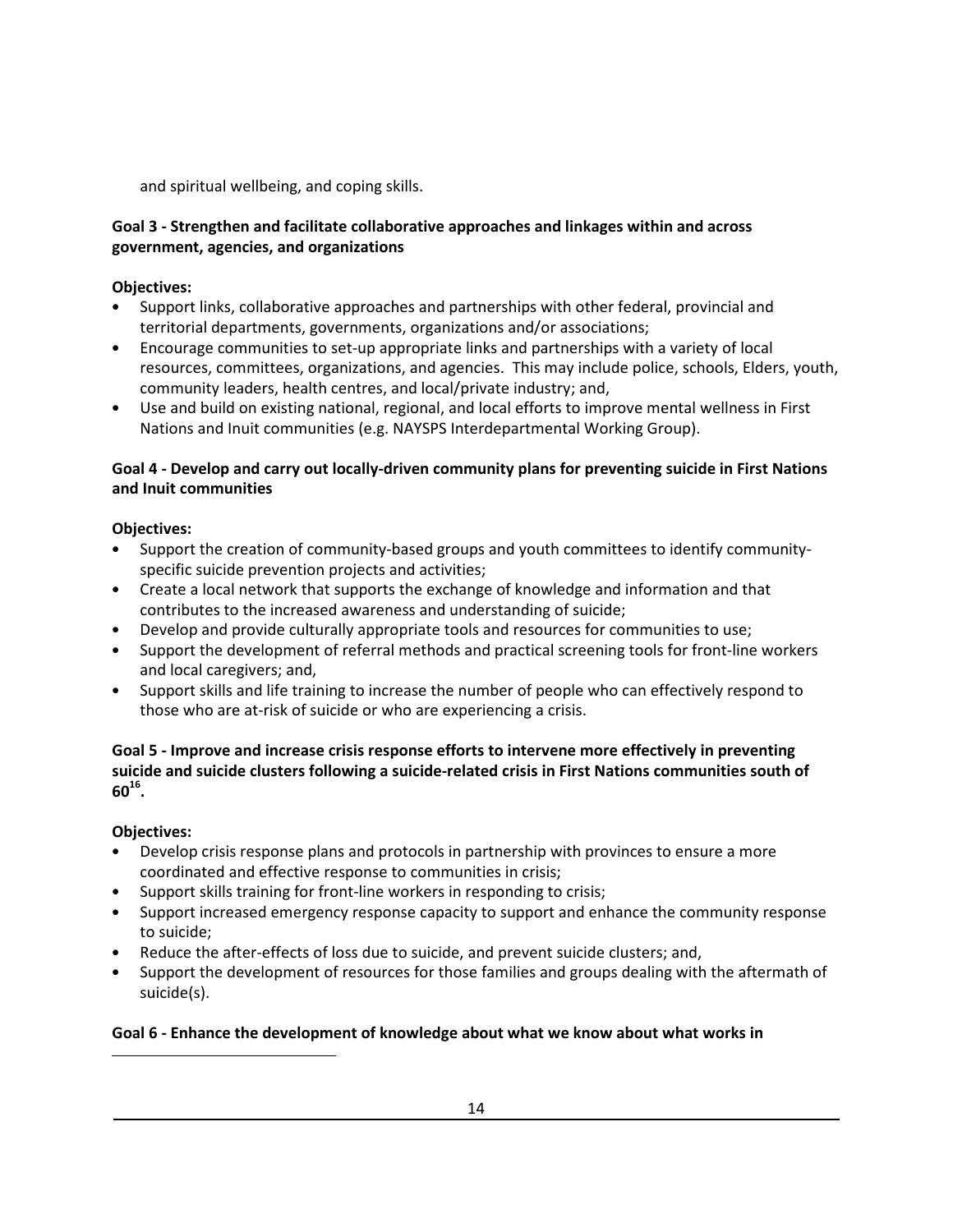and spiritual wellbeing, and coping skills.

**Goal 3 - Strengthen and facilitate collaborative approaches and linkages within and across government, agencies, and organizations**

**Objectives:**

- Support links, collaborative approaches and partnerships with other federal, provincial and territorial departments, governments, organizations and/or associations;
- Encourage communities to set-up appropriate links and partnerships with a variety of local resources, committees, organizations, and agencies. This may include police, schools, Elders, youth, community leaders, health centres, and local/private industry; and,
- Use and build on existing national, regional, and local efforts to improve mental wellness in First Nations and Inuit communities (e.g. NAYSPS Interdepartmental Working Group).

**Goal 4 - Develop and carry out locally-driven community plans for preventing suicide in First Nations and Inuit communities**

**Objectives:**

- Support the creation of community-based groups and youth committees to identify community-specific suicide prevention projects and activities;
- Create a local network that supports the exchange of knowledge and information and that contributes to the increased awareness and understanding of suicide;
- Develop and provide culturally appropriate tools and resources for communities to use;
- Support the development of referral methods and practical screening tools for front-line workers and local caregivers; and,
- Support skills and life training to increase the number of people who can effectively respond to those who are at-risk of suicide or who are experiencing a crisis.

**Goal 5 - Improve and increase crisis response efforts to intervene more effectively in preventing suicide and suicide clusters following a suicide-related crisis in First Nations communities south of 60[16].**

**Objectives:**

- Develop crisis response plans and protocols in partnership with provinces to ensure a more coordinated and effective response to communities in crisis;
- Support skills training for front-line workers in responding to crisis;
- Support increased emergency response capacity to support and enhance the community response to suicide;
- Reduce the after-effects of loss due to suicide, and prevent suicide clusters; and,
- Support the development of resources for those families and groups dealing with the aftermath of suicide(s).

**Goal 6 - Enhance the development of knowledge about what we know about what works in**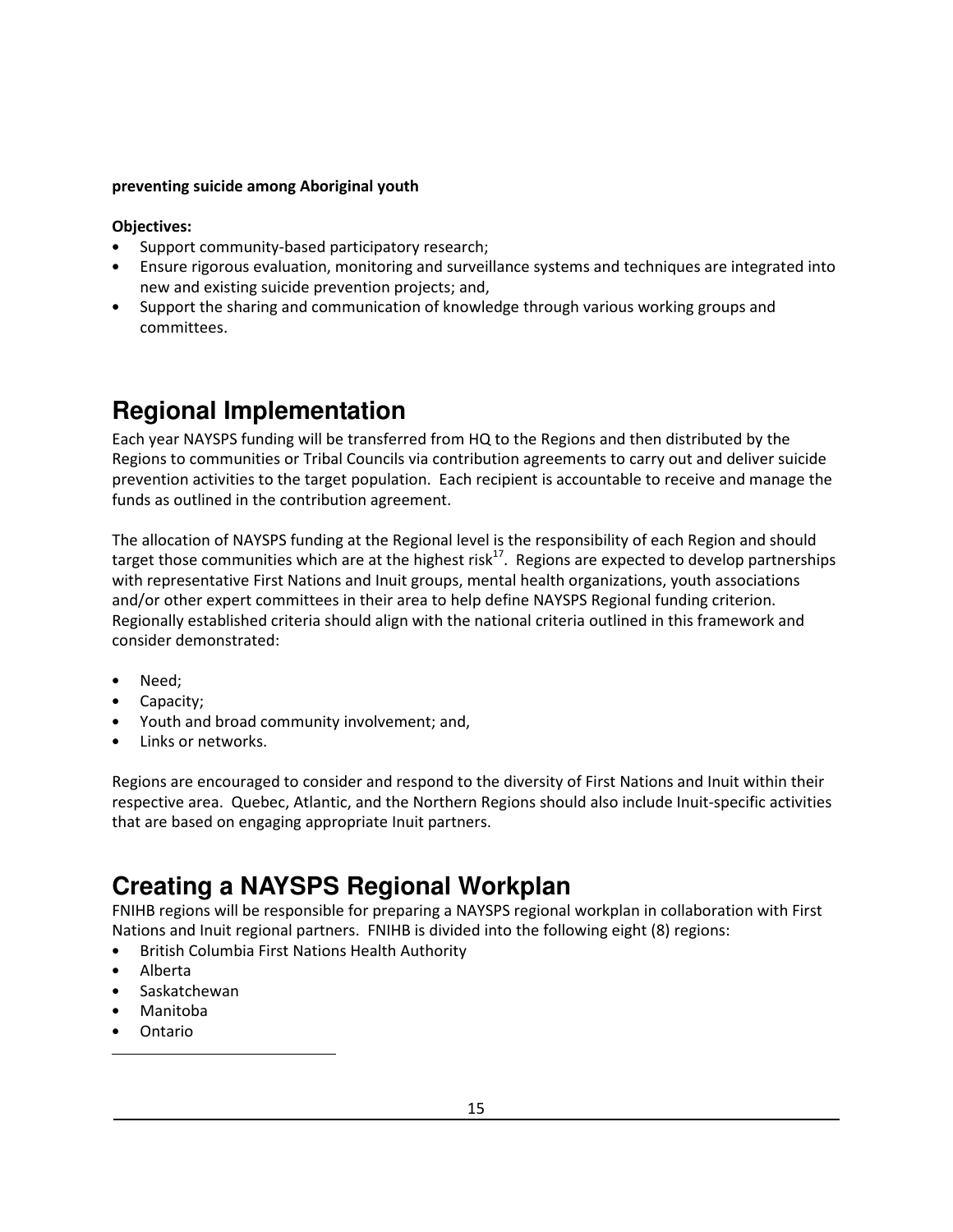**preventing suicide among Aboriginal youth**

**Objectives:**

- Support community-based participatory research;
- Ensure rigorous evaluation, monitoring and surveillance systems and techniques are integrated into new and existing suicide prevention projects; and,
- Support the sharing and communication of knowledge through various working groups and committees.

## Regional Implementation

Each year NAYSPS funding will be transferred from HQ to the Regions and then distributed by the Regions to communities or Tribal Councils via contribution agreements to carry out and deliver suicide prevention activities to the target population. Each recipient is accountable to receive and manage the funds as outlined in the contribution agreement.

The allocation of NAYSPS funding at the Regional level is the responsibility of each Region and should target those communities which are at the highest risk[17]. Regions are expected to develop partnerships with representative First Nations and Inuit groups, mental health organizations, youth associations and/or other expert committees in their area to help define NAYSPS Regional funding criterion. Regionally established criteria should align with the national criteria outlined in this framework and consider demonstrated:

- Need;
- Capacity;
- Youth and broad community involvement; and,
- Links or networks.

Regions are encouraged to consider and respond to the diversity of First Nations and Inuit within their respective area. Quebec, Atlantic, and the Northern Regions should also include Inuit-specific activities that are based on engaging appropriate Inuit partners.

## Creating a NAYSPS Regional Workplan

FNIHB regions will be responsible for preparing a NAYSPS regional workplan in collaboration with First Nations and Inuit regional partners. FNIHB is divided into the following eight (8) regions:

- British Columbia First Nations Health Authority
- Alberta
- Saskatchewan
- Manitoba
- Ontario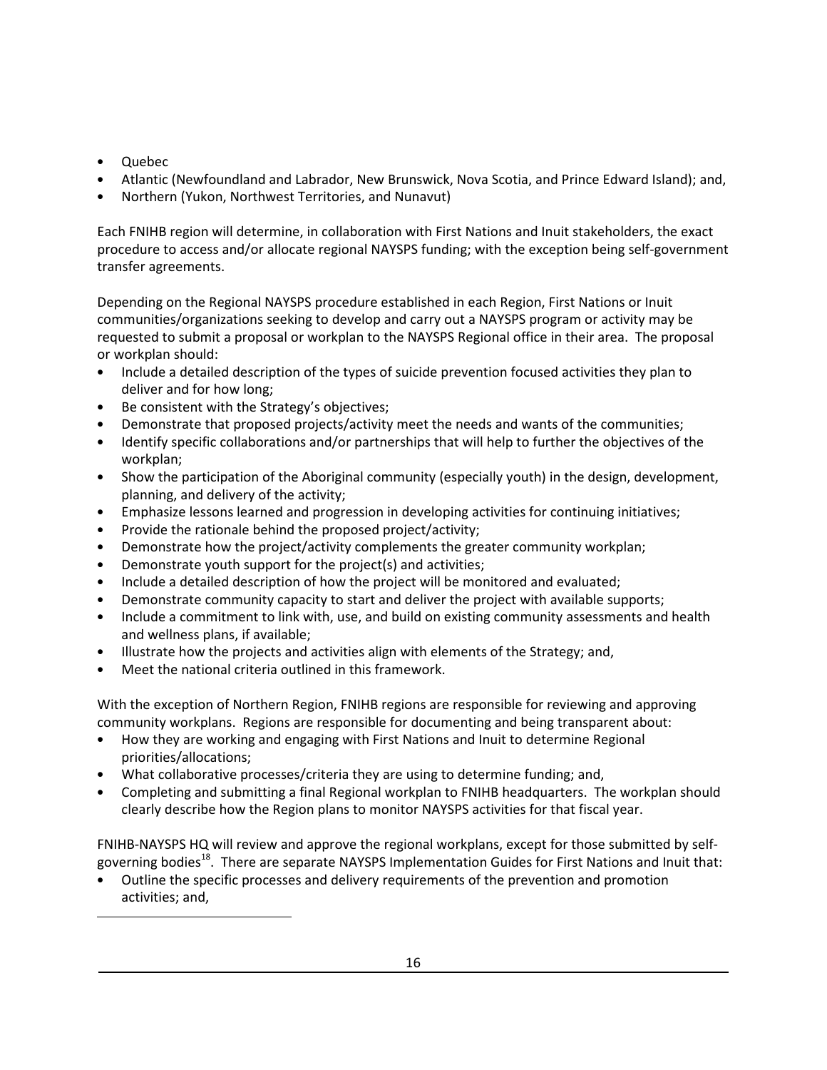- Quebec
- Atlantic (Newfoundland and Labrador, New Brunswick, Nova Scotia, and Prince Edward Island); and,
- Northern (Yukon, Northwest Territories, and Nunavut)

Each FNIHB region will determine, in collaboration with First Nations and Inuit stakeholders, the exact procedure to access and/or allocate regional NAYSPS funding; with the exception being self-government transfer agreements.

Depending on the Regional NAYSPS procedure established in each Region, First Nations or Inuit communities/organizations seeking to develop and carry out a NAYSPS program or activity may be requested to submit a proposal or workplan to the NAYSPS Regional office in their area. The proposal or workplan should:

- Include a detailed description of the types of suicide prevention focused activities they plan to deliver and for how long;
- Be consistent with the Strategy's objectives;
- Demonstrate that proposed projects/activity meet the needs and wants of the communities;
- Identify specific collaborations and/or partnerships that will help to further the objectives of the workplan;
- Show the participation of the Aboriginal community (especially youth) in the design, development, planning, and delivery of the activity;
- Emphasize lessons learned and progression in developing activities for continuing initiatives;
- Provide the rationale behind the proposed project/activity;
- Demonstrate how the project/activity complements the greater community workplan;
- Demonstrate youth support for the project(s) and activities;
- Include a detailed description of how the project will be monitored and evaluated;
- Demonstrate community capacity to start and deliver the project with available supports;
- Include a commitment to link with, use, and build on existing community assessments and health and wellness plans, if available;
- Illustrate how the projects and activities align with elements of the Strategy; and,
- Meet the national criteria outlined in this framework.

With the exception of Northern Region, FNIHB regions are responsible for reviewing and approving community workplans. Regions are responsible for documenting and being transparent about:

- How they are working and engaging with First Nations and Inuit to determine Regional priorities/allocations;
- What collaborative processes/criteria they are using to determine funding; and,
- Completing and submitting a final Regional workplan to FNIHB headquarters. The workplan should clearly describe how the Region plans to monitor NAYSPS activities for that fiscal year.

FNIHB-NAYSPS HQ will review and approve the regional workplans, except for those submitted by self-governing bodies[18]. There are separate NAYSPS Implementation Guides for First Nations and Inuit that:

- Outline the specific processes and delivery requirements of the prevention and promotion activities; and,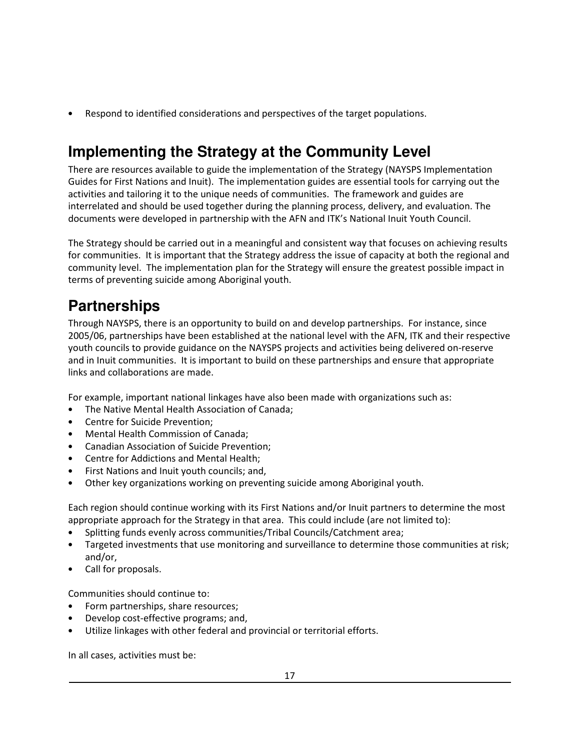- Respond to identified considerations and perspectives of the target populations.

## Implementing the Strategy at the Community Level

There are resources available to guide the implementation of the Strategy (NAYSPS Implementation Guides for First Nations and Inuit). The implementation guides are essential tools for carrying out the activities and tailoring it to the unique needs of communities. The framework and guides are interrelated and should be used together during the planning process, delivery, and evaluation. The documents were developed in partnership with the AFN and ITK's National Inuit Youth Council.

The Strategy should be carried out in a meaningful and consistent way that focuses on achieving results for communities. It is important that the Strategy address the issue of capacity at both the regional and community level. The implementation plan for the Strategy will ensure the greatest possible impact in terms of preventing suicide among Aboriginal youth.

## Partnerships

Through NAYSPS, there is an opportunity to build on and develop partnerships. For instance, since 2005/06, partnerships have been established at the national level with the AFN, ITK and their respective youth councils to provide guidance on the NAYSPS projects and activities being delivered on-reserve and in Inuit communities. It is important to build on these partnerships and ensure that appropriate links and collaborations are made.

For example, important national linkages have also been made with organizations such as:

- The Native Mental Health Association of Canada;
- Centre for Suicide Prevention;
- Mental Health Commission of Canada;
- Canadian Association of Suicide Prevention;
- Centre for Addictions and Mental Health;
- First Nations and Inuit youth councils; and,
- Other key organizations working on preventing suicide among Aboriginal youth.

Each region should continue working with its First Nations and/or Inuit partners to determine the most appropriate approach for the Strategy in that area. This could include (are not limited to):

- Splitting funds evenly across communities/Tribal Councils/Catchment area;
- Targeted investments that use monitoring and surveillance to determine those communities at risk; and/or,
- Call for proposals.

Communities should continue to:

- Form partnerships, share resources;
- Develop cost-effective programs; and,
- Utilize linkages with other federal and provincial or territorial efforts.

In all cases, activities must be: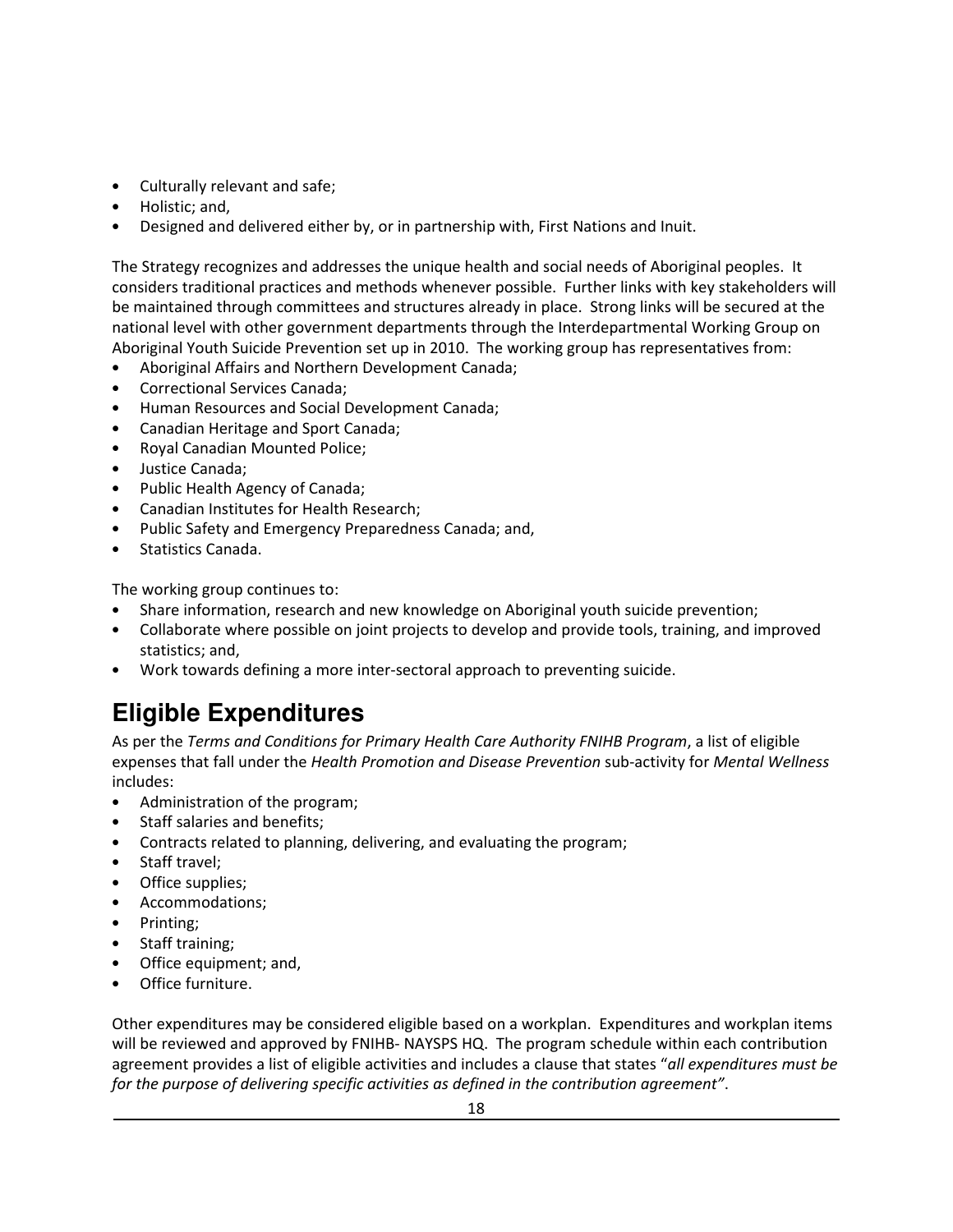- Culturally relevant and safe;
- Holistic; and,
- Designed and delivered either by, or in partnership with, First Nations and Inuit.

The Strategy recognizes and addresses the unique health and social needs of Aboriginal peoples. It considers traditional practices and methods whenever possible. Further links with key stakeholders will be maintained through committees and structures already in place. Strong links will be secured at the national level with other government departments through the Interdepartmental Working Group on Aboriginal Youth Suicide Prevention set up in 2010. The working group has representatives from:

- Aboriginal Affairs and Northern Development Canada;
- Correctional Services Canada;
- Human Resources and Social Development Canada;
- Canadian Heritage and Sport Canada;
- Royal Canadian Mounted Police;
- Justice Canada;
- Public Health Agency of Canada;
- Canadian Institutes for Health Research;
- Public Safety and Emergency Preparedness Canada; and,
- Statistics Canada.

The working group continues to:

- Share information, research and new knowledge on Aboriginal youth suicide prevention;
- Collaborate where possible on joint projects to develop and provide tools, training, and improved statistics; and,
- Work towards defining a more inter-sectoral approach to preventing suicide.

# Eligible Expenditures

As per the *Terms and Conditions for Primary Health Care Authority FNIHB Program*, a list of eligible expenses that fall under the *Health Promotion and Disease Prevention* sub-activity for *Mental Wellness* includes:

- Administration of the program;
- Staff salaries and benefits;
- Contracts related to planning, delivering, and evaluating the program;
- Staff travel;
- Office supplies;
- Accommodations;
- Printing;
- Staff training;
- Office equipment; and,
- Office furniture.

Other expenditures may be considered eligible based on a workplan. Expenditures and workplan items will be reviewed and approved by FNIHB- NAYSPS HQ. The program schedule within each contribution agreement provides a list of eligible activities and includes a clause that states "*all expenditures must be for the purpose of delivering specific activities as defined in the contribution agreement"*.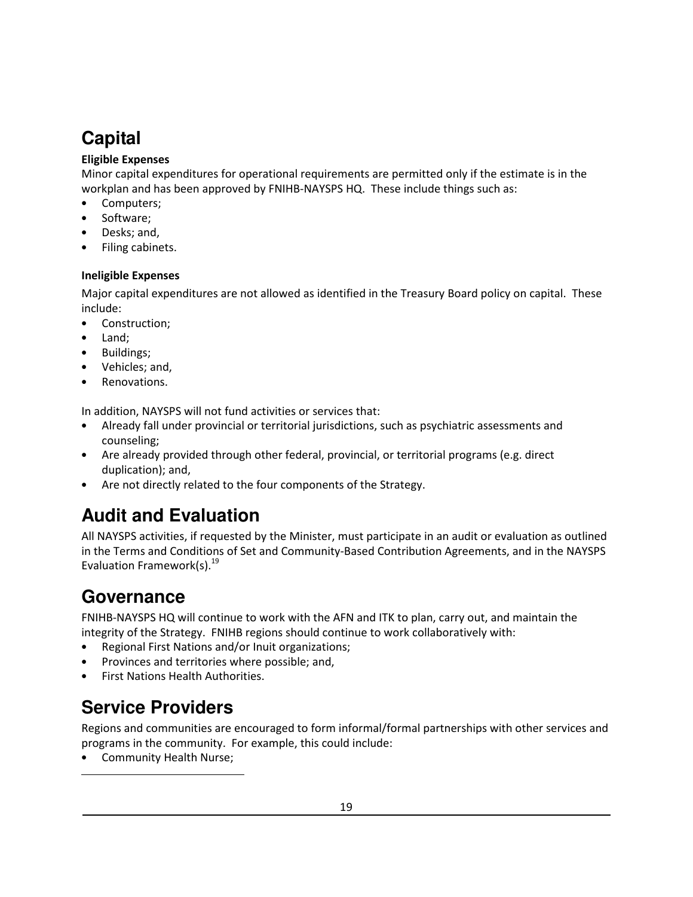## Capital

**Eligible Expenses**

Minor capital expenditures for operational requirements are permitted only if the estimate is in the workplan and has been approved by FNIHB-NAYSPS HQ. These include things such as:

- Computers;
- Software;
- Desks; and,
- Filing cabinets.

**Ineligible Expenses**

Major capital expenditures are not allowed as identified in the Treasury Board policy on capital. These include:

- Construction;
- Land;
- Buildings;
- Vehicles; and,
- Renovations.

In addition, NAYSPS will not fund activities or services that:

- Already fall under provincial or territorial jurisdictions, such as psychiatric assessments and counseling;
- Are already provided through other federal, provincial, or territorial programs (e.g. direct duplication); and,
- Are not directly related to the four components of the Strategy.

## Audit and Evaluation

All NAYSPS activities, if requested by the Minister, must participate in an audit or evaluation as outlined in the Terms and Conditions of Set and Community-Based Contribution Agreements, and in the NAYSPS Evaluation Framework(s).[19]

## Governance

FNIHB-NAYSPS HQ will continue to work with the AFN and ITK to plan, carry out, and maintain the integrity of the Strategy. FNIHB regions should continue to work collaboratively with:

- Regional First Nations and/or Inuit organizations;
- Provinces and territories where possible; and,
- First Nations Health Authorities.

## Service Providers

Regions and communities are encouraged to form informal/formal partnerships with other services and programs in the community. For example, this could include:

- Community Health Nurse;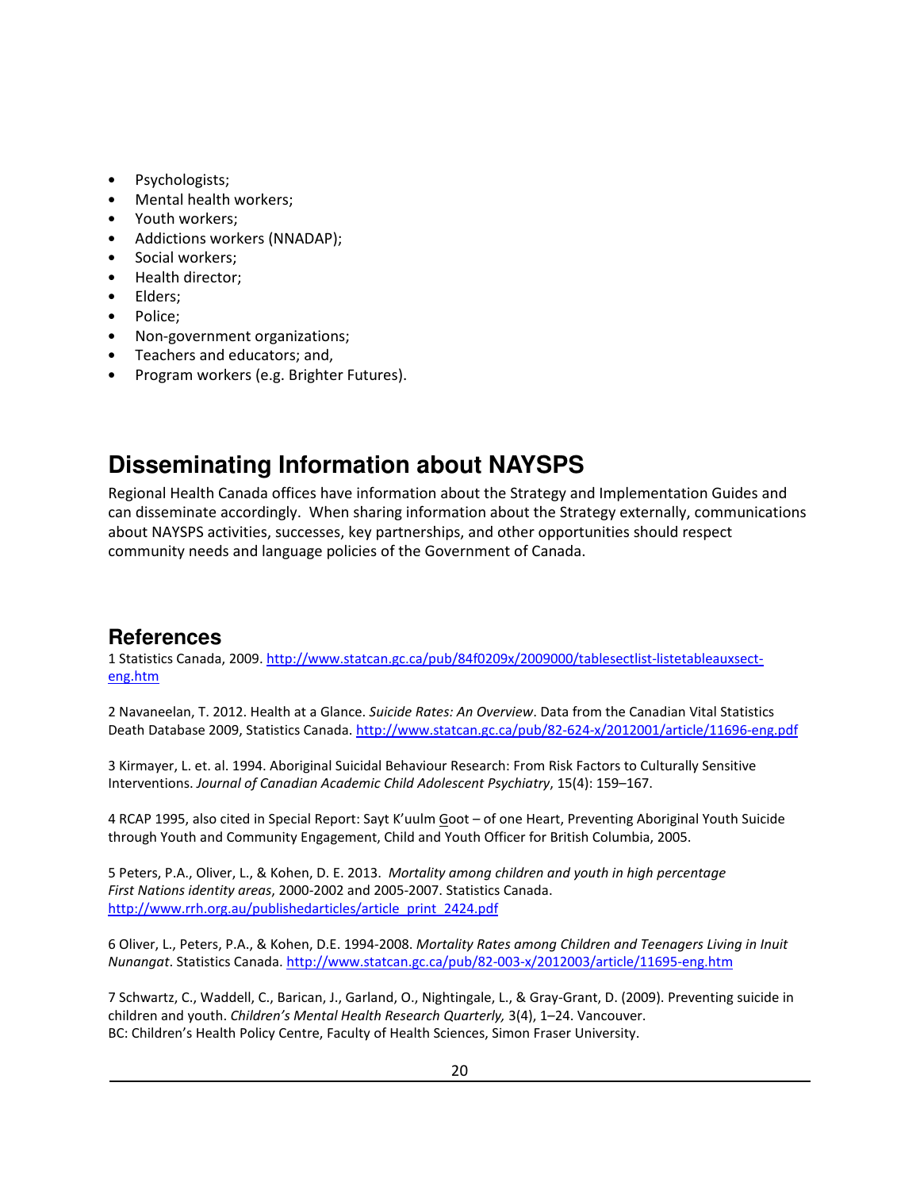- Psychologists;
- Mental health workers;
- Youth workers;
- Addictions workers (NNADAP);
- Social workers;
- Health director;
- Elders;
- Police;
- Non-government organizations;
- Teachers and educators; and,
- Program workers (e.g. Brighter Futures).

## Disseminating Information about NAYSPS

Regional Health Canada offices have information about the Strategy and Implementation Guides and can disseminate accordingly. When sharing information about the Strategy externally, communications about NAYSPS activities, successes, key partnerships, and other opportunities should respect community needs and language policies of the Government of Canada.

### References

1 Statistics Canada, 2009. http://www.statcan.gc.ca/pub/84f0209x/2009000/tablesectlist-listetableauxsect-eng.htm

2 Navaneelan, T. 2012. Health at a Glance. *Suicide Rates: An Overview*. Data from the Canadian Vital Statistics Death Database 2009, Statistics Canada. http://www.statcan.gc.ca/pub/82-624-x/2012001/article/11696-eng.pdf

3 Kirmayer, L. et. al. 1994. Aboriginal Suicidal Behaviour Research: From Risk Factors to Culturally Sensitive Interventions. *Journal of Canadian Academic Child Adolescent Psychiatry*, 15(4): 159–167.

4 RCAP 1995, also cited in Special Report: Sayt K'uulm Goot – of one Heart, Preventing Aboriginal Youth Suicide through Youth and Community Engagement, Child and Youth Officer for British Columbia, 2005.

5 Peters, P.A., Oliver, L., & Kohen, D. E. 2013. *Mortality among children and youth in high percentage First Nations identity areas*, 2000-2002 and 2005-2007. Statistics Canada. http://www.rrh.org.au/publishedarticles/article_print_2424.pdf

6 Oliver, L., Peters, P.A., & Kohen, D.E. 1994-2008. *Mortality Rates among Children and Teenagers Living in Inuit Nunangat*. Statistics Canada. http://www.statcan.gc.ca/pub/82-003-x/2012003/article/11695-eng.htm

7 Schwartz, C., Waddell, C., Barican, J., Garland, O., Nightingale, L., & Gray-Grant, D. (2009). Preventing suicide in children and youth. *Children's Mental Health Research Quarterly,* 3(4), 1–24. Vancouver. BC: Children's Health Policy Centre, Faculty of Health Sciences, Simon Fraser University.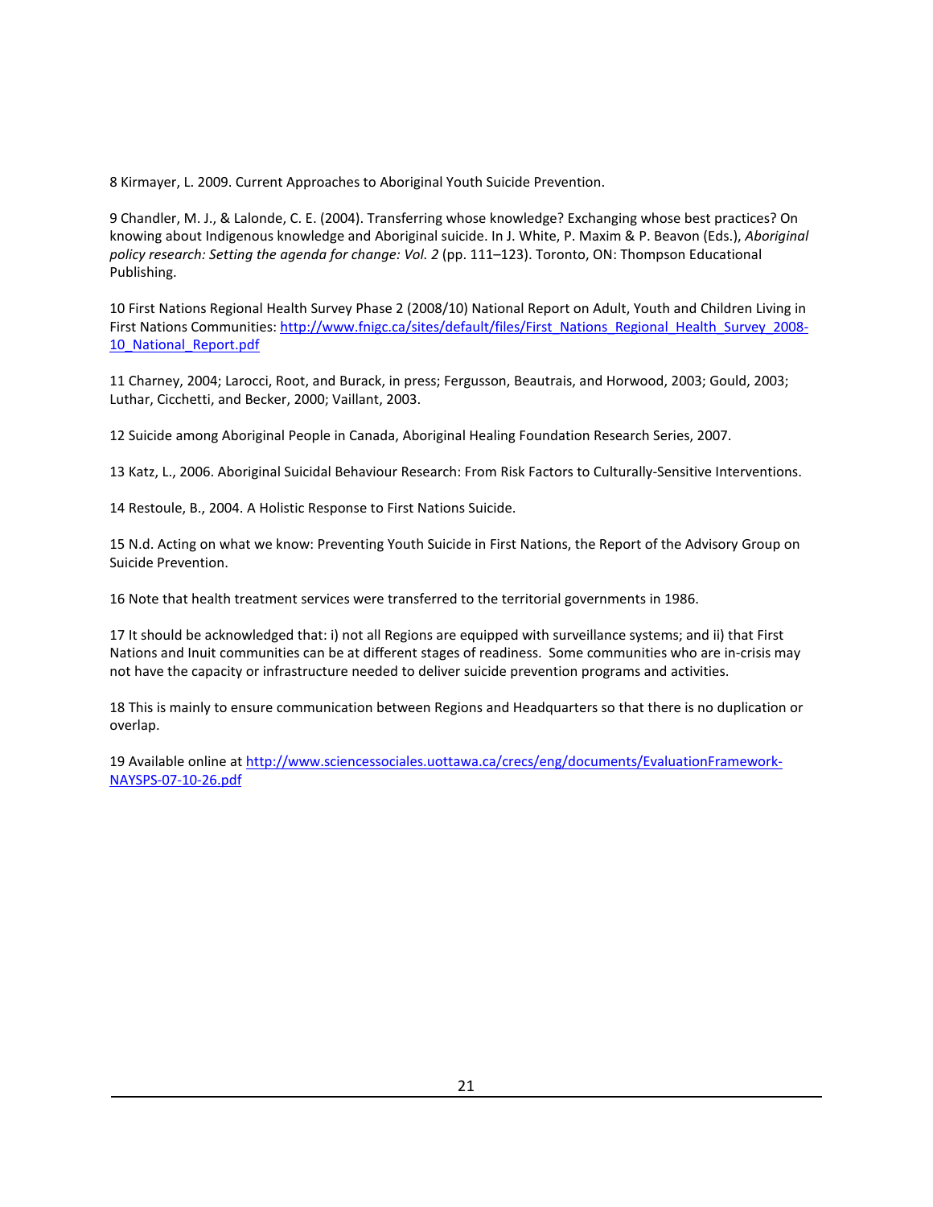8 Kirmayer, L. 2009. Current Approaches to Aboriginal Youth Suicide Prevention.

9 Chandler, M. J., & Lalonde, C. E. (2004). Transferring whose knowledge? Exchanging whose best practices? On knowing about Indigenous knowledge and Aboriginal suicide. In J. White, P. Maxim & P. Beavon (Eds.), *Aboriginal policy research: Setting the agenda for change: Vol. 2* (pp. 111–123). Toronto, ON: Thompson Educational Publishing.

10 First Nations Regional Health Survey Phase 2 (2008/10) National Report on Adult, Youth and Children Living in First Nations Communities: [http://www.fnigc.ca/sites/default/files/First_Nations_Regional_Health_Survey_2008-10_National_Report.pdf](http://www.fnigc.ca/sites/default/files/First_Nations_Regional_Health_Survey_2008-10_National_Report.pdf)

11 Charney, 2004; Larocci, Root, and Burack, in press; Fergusson, Beautrais, and Horwood, 2003; Gould, 2003; Luthar, Cicchetti, and Becker, 2000; Vaillant, 2003.

12 Suicide among Aboriginal People in Canada, Aboriginal Healing Foundation Research Series, 2007.

13 Katz, L., 2006. Aboriginal Suicidal Behaviour Research: From Risk Factors to Culturally-Sensitive Interventions.

14 Restoule, B., 2004. A Holistic Response to First Nations Suicide.

15 N.d. Acting on what we know: Preventing Youth Suicide in First Nations, the Report of the Advisory Group on Suicide Prevention.

16 Note that health treatment services were transferred to the territorial governments in 1986.

17 It should be acknowledged that: i) not all Regions are equipped with surveillance systems; and ii) that First Nations and Inuit communities can be at different stages of readiness. Some communities who are in-crisis may not have the capacity or infrastructure needed to deliver suicide prevention programs and activities.

18 This is mainly to ensure communication between Regions and Headquarters so that there is no duplication or overlap.

19 Available online at [http://www.sciencessociales.uottawa.ca/crecs/eng/documents/EvaluationFramework-NAYSPS-07-10-26.pdf](http://www.sciencessociales.uottawa.ca/crecs/eng/documents/EvaluationFramework-NAYSPS-07-10-26.pdf)